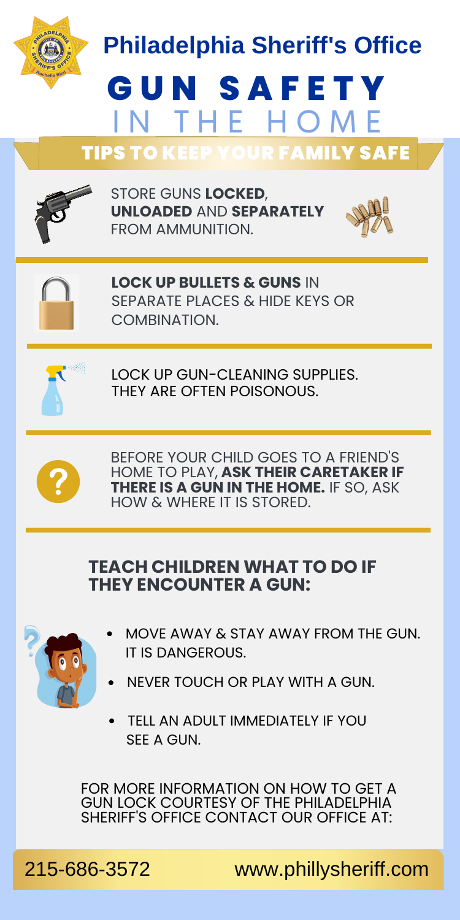# Philadelphia Sheriff's Office

# GUN SAFETY IN THE HOME

## TIPS TO KEEP YOUR FAMILY SAFE

STORE GUNS **LOCKED**, **UNLOADED** AND **SEPARATELY** FROM AMMUNITION.

**LOCK UP BULLETS & GUNS** IN SEPARATE PLACES & HIDE KEYS OR COMBINATION.

LOCK UP GUN-CLEANING SUPPLIES. THEY ARE OFTEN POISONOUS.

BEFORE YOUR CHILD GOES TO A FRIEND'S HOME TO PLAY, **ASK THEIR CARETAKER IF THERE IS A GUN IN THE HOME.** IF SO, ASK HOW & WHERE IT IS STORED.

## TEACH CHILDREN WHAT TO DO IF THEY ENCOUNTER A GUN:

- MOVE AWAY & STAY AWAY FROM THE GUN. IT IS DANGEROUS.
- NEVER TOUCH OR PLAY WITH A GUN.
- TELL AN ADULT IMMEDIATELY IF YOU SEE A GUN.

FOR MORE INFORMATION ON HOW TO GET A GUN LOCK COURTESY OF THE PHILADELPHIA SHERIFF'S OFFICE CONTACT OUR OFFICE AT:

215-686-3572 www.phillysheriff.com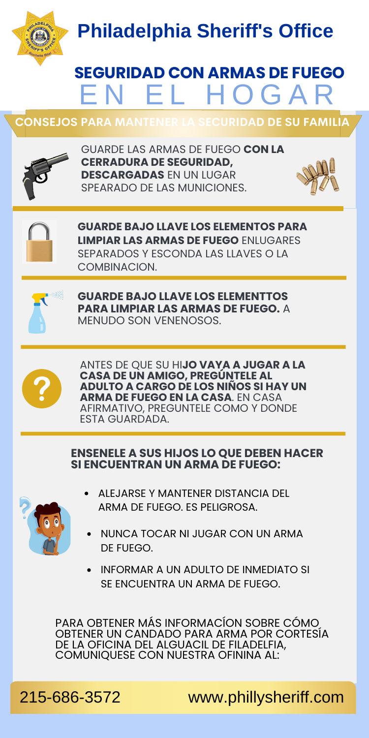# Philadelphia Sheriff's Office

## SEGURIDAD CON ARMAS DE FUEGO EN EL HOGAR

### CONSEJOS PARA MANTENER LA SECURIDAD DE SU FAMILIA

GUARDE LAS ARMAS DE FUEGO **CON LA CERRADURA DE SEGURIDAD, DESCARGADAS** EN UN LUGAR SPEARADO DE LAS MUNICIONES.

**GUARDE BAJO LLAVE LOS ELEMENTOS PARA LIMPIAR LAS ARMAS DE FUEGO** ENLUGARES SEPARADOS Y ESCONDA LAS LLAVES O LA COMBINACION.

**GUARDE BAJO LLAVE LOS ELEMENTTOS PARA LIMPIAR LAS ARMAS DE FUEGO.** A MENUDO SON VENENOSOS.

ANTES DE QUE SU HI**JO VAYA A JUGAR A LA CASA DE UN AMIGO, PREGÚNTELE AL ADULTO A CARGO DE LOS NIÑOS SI HAY UN ARMA DE FUEGO EN LA CASA**. EN CASA AFIRMATIVO, PREGUNTELE COMO Y DONDE ESTA GUARDADA.

**ENSENELE A SUS HIJOS LO QUE DEBEN HACER SI ENCUENTRAN UN ARMA DE FUEGO:**

- ALEJARSE Y MANTENER DISTANCIA DEL ARMA DE FUEGO. ES PELIGROSA.
- NUNCA TOCAR NI JUGAR CON UN ARMA DE FUEGO.
- INFORMAR A UN ADULTO DE INMEDIATO SI SE ENCUENTRA UN ARMA DE FUEGO.

PARA OBTENER MÁS INFORMACÍON SOBRE CÓMO OBTENER UN CANDADO PARA ARMA POR CORTESÍA DE LA OFICINA DEL ALGUACIL DE FILADELFIA, COMUNIQUESE CON NUESTRA OFININA AL:

215-686-3572 www.phillysheriff.com